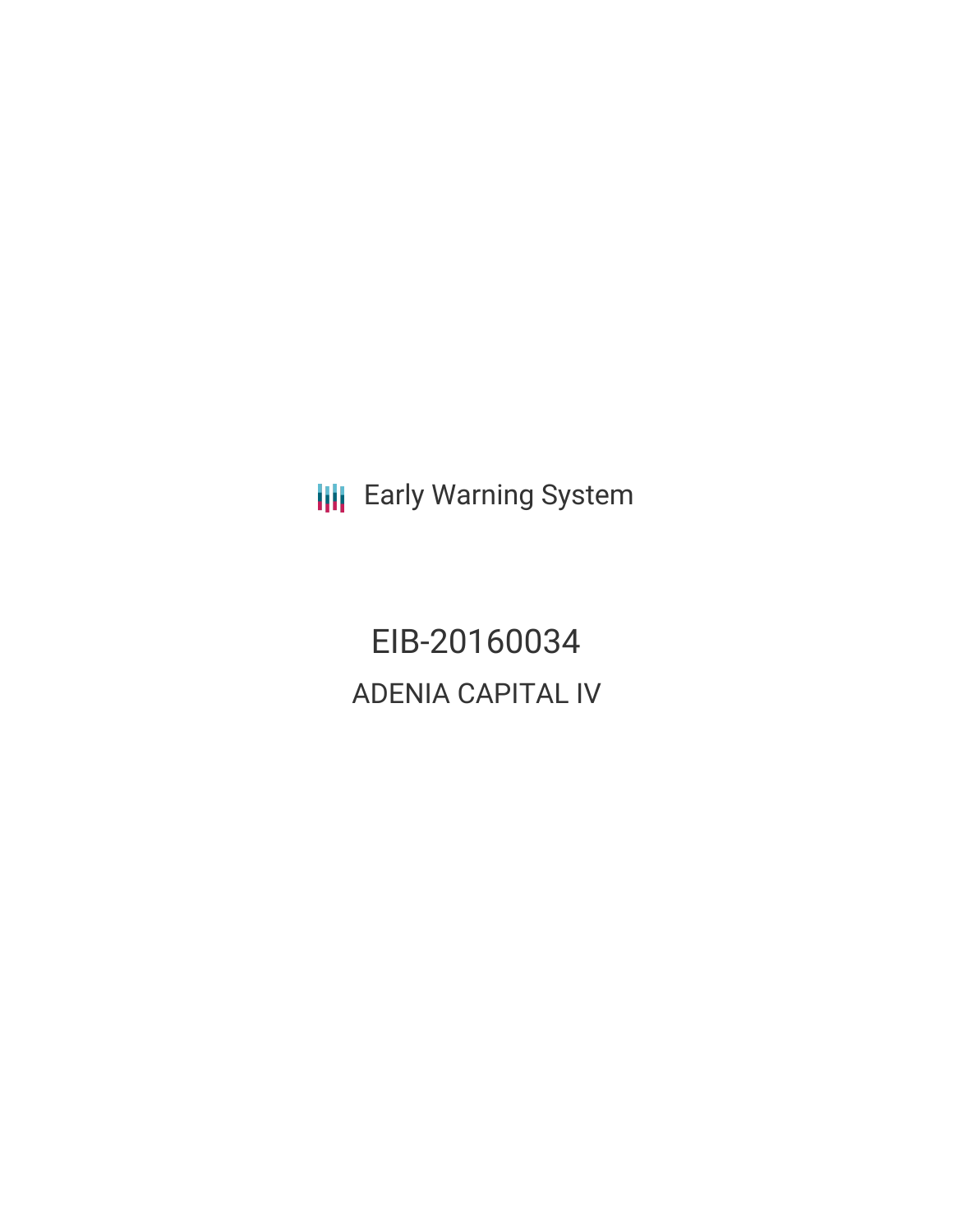Early Warning System

# EIB-20160034

## ADENIA CAPITAL IV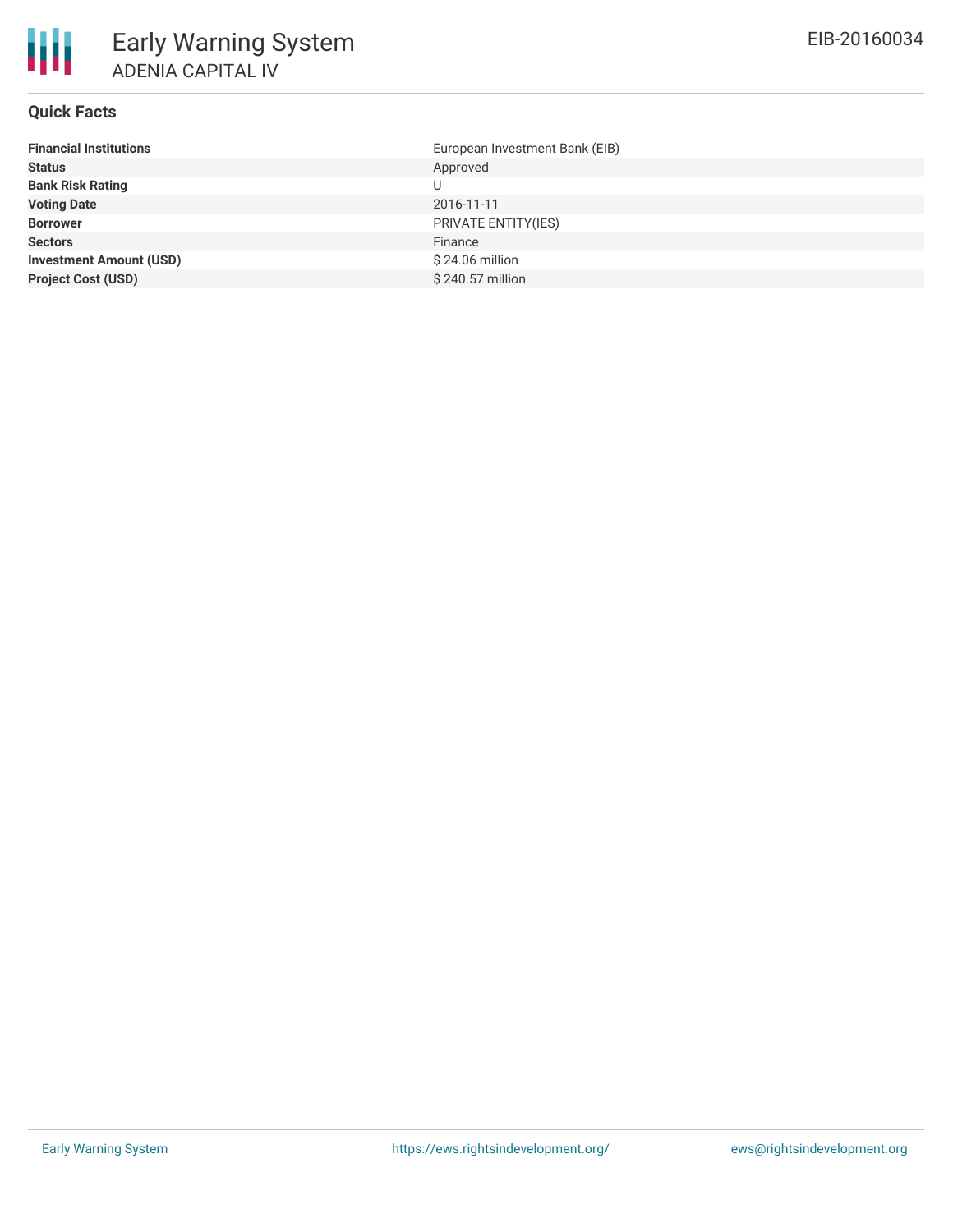# Early Warning System

## ADENIA CAPITAL IV

EIB-20160034

### Quick Facts

| | |
|---|---|
| **Financial Institutions** | European Investment Bank (EIB) |
| **Status** | Approved |
| **Bank Risk Rating** | U |
| **Voting Date** | 2016-11-11 |
| **Borrower** | PRIVATE ENTITY(IES) |
| **Sectors** | Finance |
| **Investment Amount (USD)** | $ 24.06 million |
| **Project Cost (USD)** | $ 240.57 million |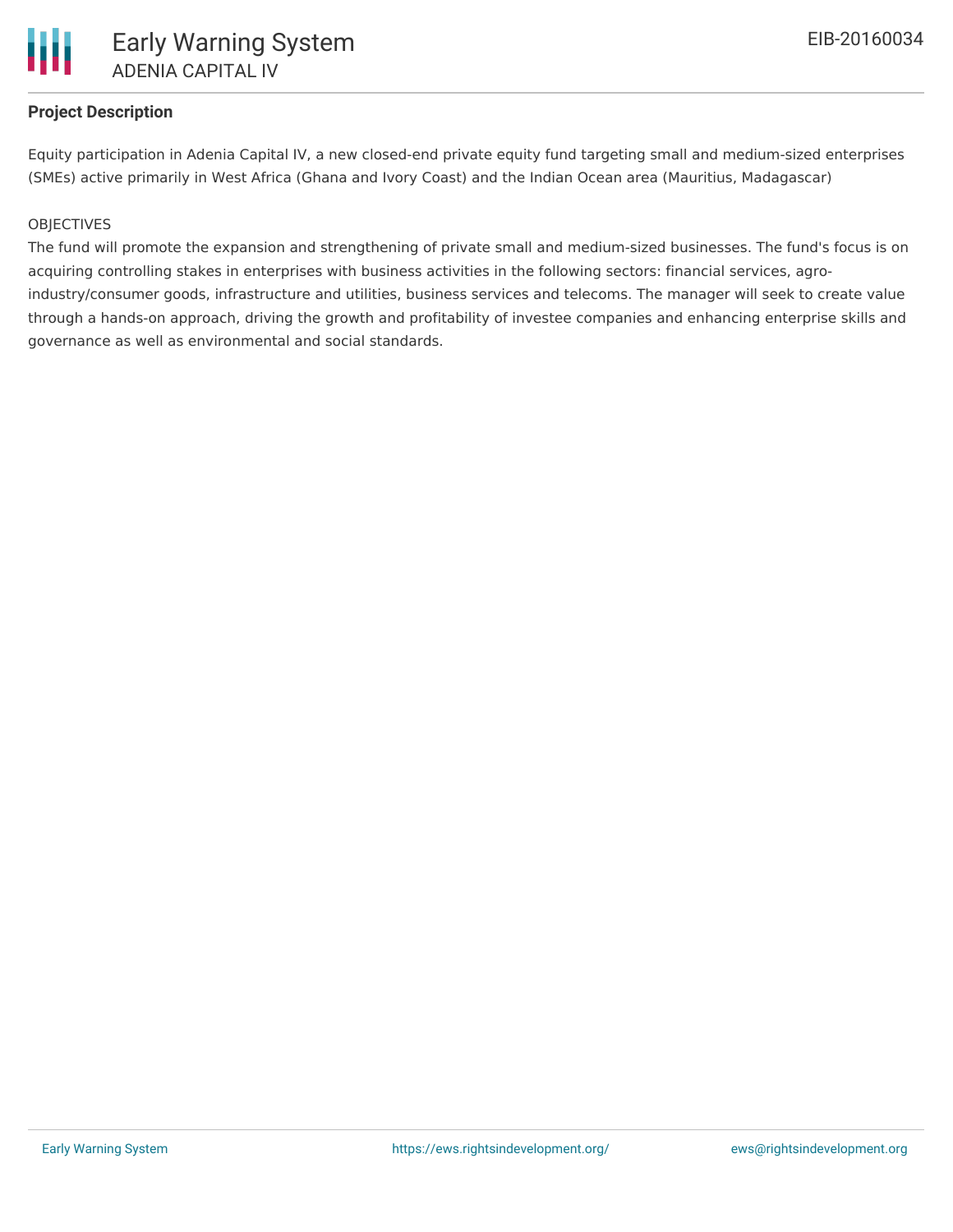**Project Description**

Equity participation in Adenia Capital IV, a new closed-end private equity fund targeting small and medium-sized enterprises (SMEs) active primarily in West Africa (Ghana and Ivory Coast) and the Indian Ocean area (Mauritius, Madagascar)

OBJECTIVES

The fund will promote the expansion and strengthening of private small and medium-sized businesses. The fund's focus is on acquiring controlling stakes in enterprises with business activities in the following sectors: financial services, agro-industry/consumer goods, infrastructure and utilities, business services and telecoms. The manager will seek to create value through a hands-on approach, driving the growth and profitability of investee companies and enhancing enterprise skills and governance as well as environmental and social standards.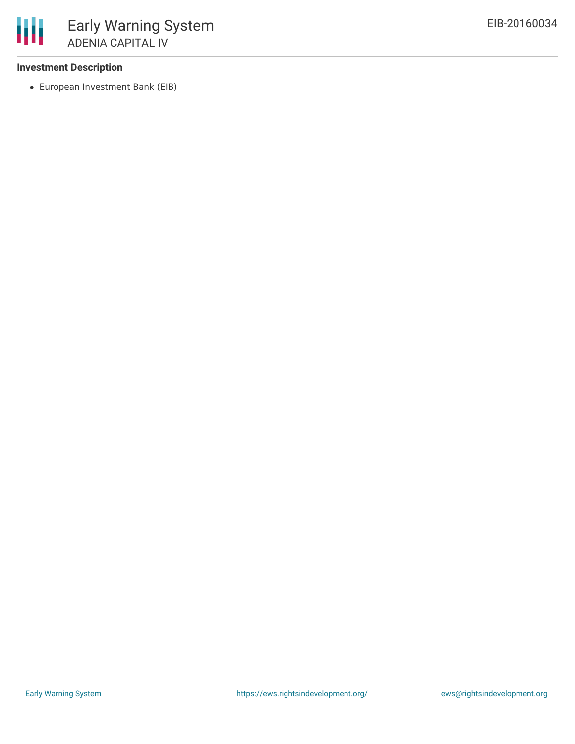### Investment Description

- European Investment Bank (EIB)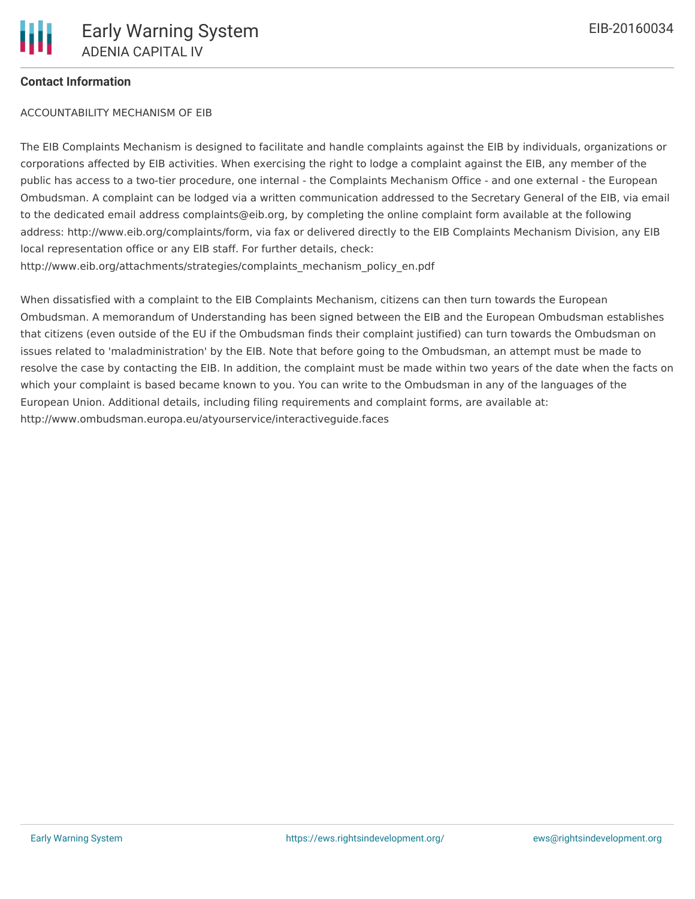## Contact Information

ACCOUNTABILITY MECHANISM OF EIB

The EIB Complaints Mechanism is designed to facilitate and handle complaints against the EIB by individuals, organizations or corporations affected by EIB activities. When exercising the right to lodge a complaint against the EIB, any member of the public has access to a two-tier procedure, one internal - the Complaints Mechanism Office - and one external - the European Ombudsman. A complaint can be lodged via a written communication addressed to the Secretary General of the EIB, via email to the dedicated email address complaints@eib.org, by completing the online complaint form available at the following address: http://www.eib.org/complaints/form, via fax or delivered directly to the EIB Complaints Mechanism Division, any EIB local representation office or any EIB staff. For further details, check: http://www.eib.org/attachments/strategies/complaints_mechanism_policy_en.pdf

When dissatisfied with a complaint to the EIB Complaints Mechanism, citizens can then turn towards the European Ombudsman. A memorandum of Understanding has been signed between the EIB and the European Ombudsman establishes that citizens (even outside of the EU if the Ombudsman finds their complaint justified) can turn towards the Ombudsman on issues related to 'maladministration' by the EIB. Note that before going to the Ombudsman, an attempt must be made to resolve the case by contacting the EIB. In addition, the complaint must be made within two years of the date when the facts on which your complaint is based became known to you. You can write to the Ombudsman in any of the languages of the European Union. Additional details, including filing requirements and complaint forms, are available at: http://www.ombudsman.europa.eu/atyourservice/interactiveguide.faces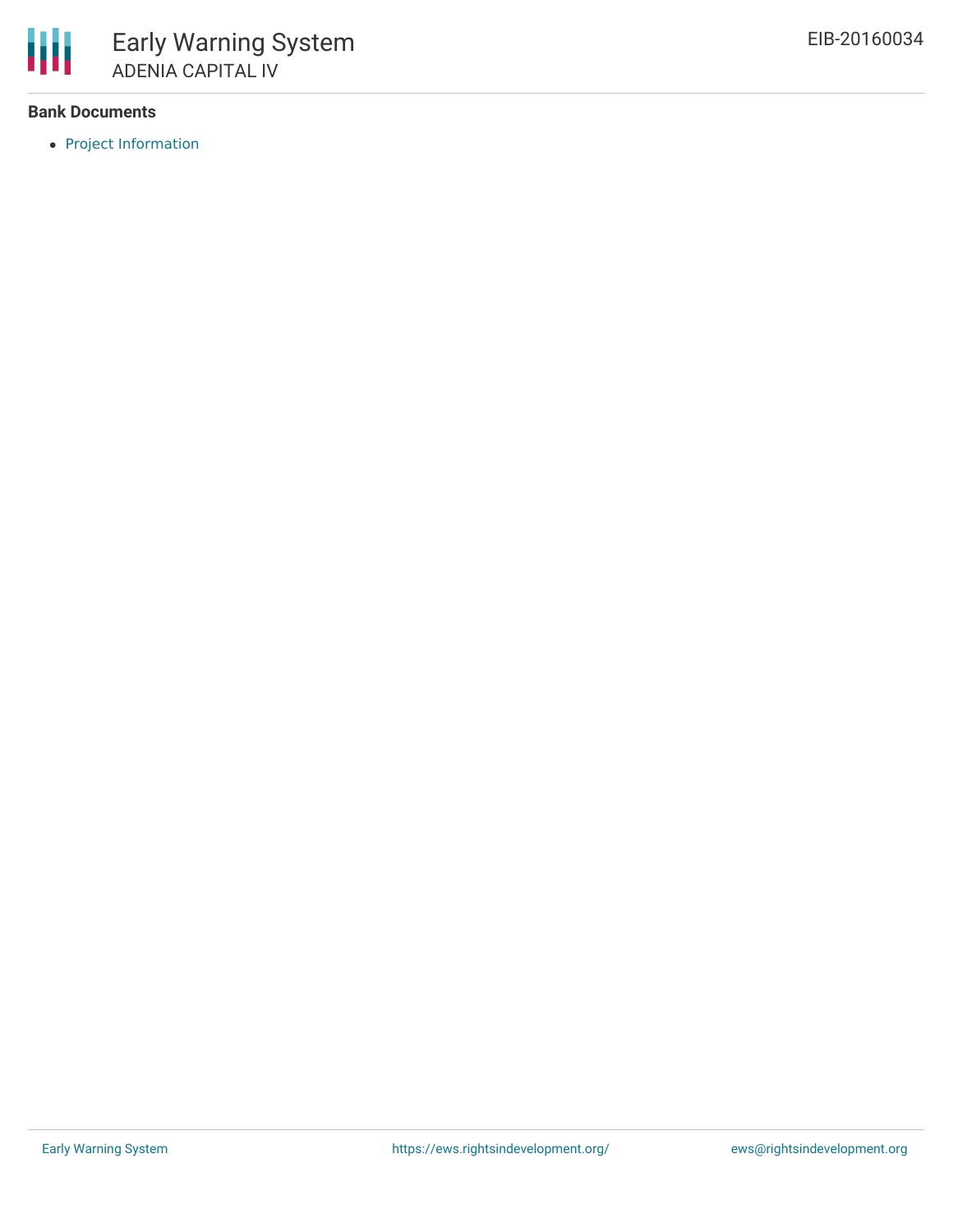**Bank Documents**

- Project Information